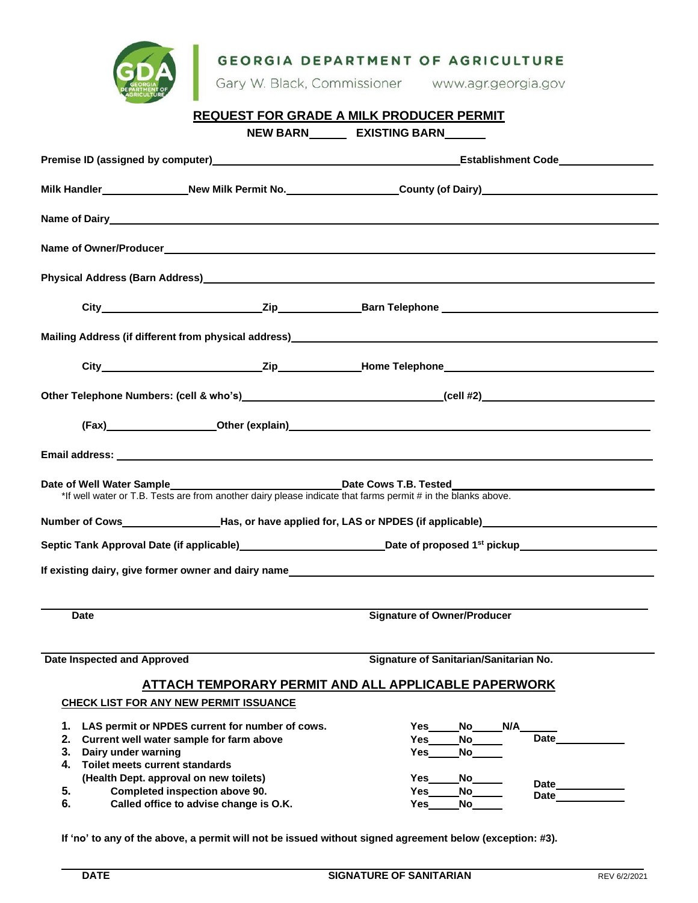**GEORGIA DEPARTMENT OF AGRICULTURE**

Gary W. Black, Commissioner www.agr.georgia.gov

# REQUEST FOR GRADE A MILK PRODUCER PERMIT

**NEW BARN______ EXISTING BARN______**

**Premise ID (assigned by computer)**________________________________ **Establishment Code**______________

**Milk Handler**______________ **New Milk Permit No.**__________________ **County (of Dairy)**__________________________

**Name of Dairy**__________________________________________________________________________

**Name of Owner/Producer**__________________________________________________________________

**Physical Address (Barn Address)**_____________________________________________________________

**City**__________________________ **Zip**______________ **Barn Telephone**______________________________

**Mailing Address (if different from physical address)**______________________________________________

**City**__________________________ **Zip**______________ **Home Telephone**______________________________

**Other Telephone Numbers: (cell & who's)**________________________________ **(cell #2)**__________________________

**(Fax)**__________________ **Other (explain)**__________________________________________________________

**Email address:**________________________________________________________________________

**Date of Well Water Sample**____________________________ **Date Cows T.B. Tested**______________________________

*If well water or T.B. Tests are from another dairy please indicate that farms permit # in the blanks above.

**Number of Cows**________________ **Has, or have applied for, LAS or NPDES (if applicable)**______________________

**Septic Tank Approval Date (if applicable)**________________________ **Date of proposed 1st pickup**______________________

**If existing dairy, give former owner and dairy name**_______________________________________________

______________________________________________ ______________________________________________

**Date** **Signature of Owner/Producer**

______________________________________________ ______________________________________________

**Date Inspected and Approved** **Signature of Sanitarian/Sanitarian No.**

## ATTACH TEMPORARY PERMIT AND ALL APPLICABLE PAPERWORK

**CHECK LIST FOR ANY NEW PERMIT ISSUANCE**

1. **LAS permit or NPDES current for number of cows.** Yes_____ No_____ N/A______
2. **Current well water sample for farm above** Yes_____ No_____ Date___________
3. **Dairy under warning** Yes_____ No_____
4. **Toilet meets current standards (Health Dept. approval on new toilets)** Yes_____ No_____ Date___________
5. **Completed inspection above 90.** Yes_____ No_____ Date___________
6. **Called office to advise change is O.K.** Yes_____ No_____

**If 'no' to any of the above, a permit will not be issued without signed agreement below (exception: #3).**

______________________________________________ ______________________________________________

**DATE** **SIGNATURE OF SANITARIAN**

REV 6/2/2021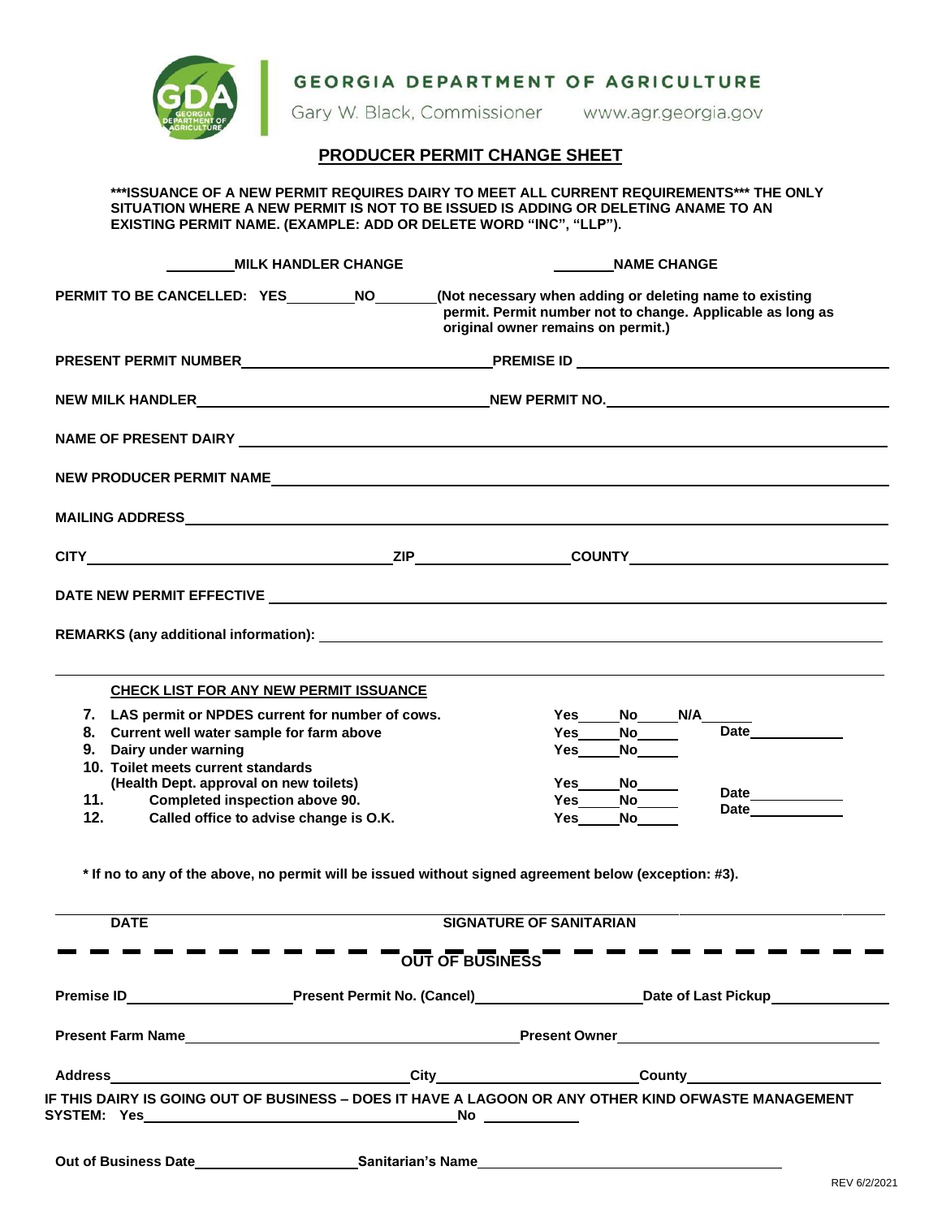GEORGIA DEPARTMENT OF AGRICULTURE

Gary W. Black, Commissioner www.agr.georgia.gov

## PRODUCER PERMIT CHANGE SHEET

**\*\*\*ISSUANCE OF A NEW PERMIT REQUIRES DAIRY TO MEET ALL CURRENT REQUIREMENTS\*\*\* THE ONLY SITUATION WHERE A NEW PERMIT IS NOT TO BE ISSUED IS ADDING OR DELETING ANAME TO AN EXISTING PERMIT NAME. (EXAMPLE: ADD OR DELETE WORD "INC", "LLP").**

**\_\_\_\_\_\_\_\_MILK HANDLER CHANGE** **\_\_\_\_\_\_\_NAME CHANGE**

**PERMIT TO BE CANCELLED: YES\_\_\_\_\_\_\_\_NO\_\_\_\_\_\_\_(Not necessary when adding or deleting name to existing permit. Permit number not to change. Applicable as long as original owner remains on permit.)**

**PRESENT PERMIT NUMBER**\_\_\_\_\_\_\_\_\_\_\_\_\_\_\_\_\_\_\_\_\_\_\_\_\_\_\_\_**PREMISE ID**\_\_\_\_\_\_\_\_\_\_\_\_\_\_\_\_\_\_\_\_\_\_\_\_\_\_\_\_

**NEW MILK HANDLER**\_\_\_\_\_\_\_\_\_\_\_\_\_\_\_\_\_\_\_\_\_\_\_\_\_\_\_\_**NEW PERMIT NO.**\_\_\_\_\_\_\_\_\_\_\_\_\_\_\_\_\_\_\_\_\_\_\_\_\_\_\_\_

**NAME OF PRESENT DAIRY**\_\_\_\_\_\_\_\_\_\_\_\_\_\_\_\_\_\_\_\_\_\_\_\_\_\_\_\_\_\_\_\_\_\_\_\_\_\_\_\_\_\_\_\_\_\_\_\_\_\_\_\_

**NEW PRODUCER PERMIT NAME**\_\_\_\_\_\_\_\_\_\_\_\_\_\_\_\_\_\_\_\_\_\_\_\_\_\_\_\_\_\_\_\_\_\_\_\_\_\_\_\_\_\_\_\_\_\_\_\_\_\_\_\_

**MAILING ADDRESS**\_\_\_\_\_\_\_\_\_\_\_\_\_\_\_\_\_\_\_\_\_\_\_\_\_\_\_\_\_\_\_\_\_\_\_\_\_\_\_\_\_\_\_\_\_\_\_\_\_\_\_\_

**CITY**\_\_\_\_\_\_\_\_\_\_\_\_\_\_\_\_\_\_\_\_\_\_\_\_**ZIP**\_\_\_\_\_\_\_\_\_\_\_\_\_\_\_\_**COUNTY**\_\_\_\_\_\_\_\_\_\_\_\_\_\_\_\_\_\_\_\_\_\_\_\_

**DATE NEW PERMIT EFFECTIVE**\_\_\_\_\_\_\_\_\_\_\_\_\_\_\_\_\_\_\_\_\_\_\_\_\_\_\_\_\_\_\_\_\_\_\_\_\_\_\_\_\_\_\_\_\_\_\_\_\_\_\_\_

**REMARKS (any additional information):**\_\_\_\_\_\_\_\_\_\_\_\_\_\_\_\_\_\_\_\_\_\_\_\_\_\_\_\_\_\_\_\_\_\_\_\_\_\_\_\_\_\_\_\_\_\_\_\_\_\_\_\_

**CHECK LIST FOR ANY NEW PERMIT ISSUANCE**

7. **LAS permit or NPDES current for number of cows.** Yes\_\_\_\_\_No\_\_\_\_\_N/A\_\_\_\_\_
8. **Current well water sample for farm above** Yes\_\_\_\_\_No\_\_\_\_\_ Date\_\_\_\_\_\_\_\_\_\_
9. **Dairy under warning** Yes\_\_\_\_\_No\_\_\_\_\_
10. **Toilet meets current standards (Health Dept. approval on new toilets)** Yes\_\_\_\_\_No\_\_\_\_\_ Date\_\_\_\_\_\_\_\_\_\_
11. **Completed inspection above 90.** Yes\_\_\_\_\_No\_\_\_\_\_ Date\_\_\_\_\_\_\_\_\_\_
12. **Called office to advise change is O.K.** Yes\_\_\_\_\_No\_\_\_\_\_

**\* If no to any of the above, no permit will be issued without signed agreement below (exception: #3).**

\_\_\_\_\_\_\_\_\_\_\_\_\_\_\_\_\_\_\_\_\_\_\_\_\_\_\_\_\_\_\_\_\_\_\_\_\_\_\_\_\_\_\_\_\_\_\_\_\_\_\_\_

**DATE** **SIGNATURE OF SANITARIAN**

---

## OUT OF BUSINESS

**Premise ID**\_\_\_\_\_\_\_\_\_\_\_\_\_\_\_\_**Present Permit No. (Cancel)**\_\_\_\_\_\_\_\_\_\_\_\_\_\_\_\_**Date of Last Pickup**\_\_\_\_\_\_\_\_\_\_\_\_

**Present Farm Name**\_\_\_\_\_\_\_\_\_\_\_\_\_\_\_\_\_\_\_\_\_\_\_\_\_\_\_\_**Present Owner**\_\_\_\_\_\_\_\_\_\_\_\_\_\_\_\_\_\_\_\_\_\_\_\_

**Address**\_\_\_\_\_\_\_\_\_\_\_\_\_\_\_\_\_\_\_\_\_\_\_\_\_\_\_\_**City**\_\_\_\_\_\_\_\_\_\_\_\_\_\_\_\_\_\_\_\_**County**\_\_\_\_\_\_\_\_\_\_\_\_\_\_\_\_\_\_\_\_

**IF THIS DAIRY IS GOING OUT OF BUSINESS – DOES IT HAVE A LAGOON OR ANY OTHER KIND OFWASTE MANAGEMENT SYSTEM: Yes**\_\_\_\_\_\_\_\_\_\_\_\_\_\_\_\_\_\_\_\_\_\_\_\_\_\_\_\_**No** \_\_\_\_\_\_\_\_\_\_

**Out of Business Date**\_\_\_\_\_\_\_\_\_\_\_\_\_\_\_\_\_\_\_\_**Sanitarian's Name**\_\_\_\_\_\_\_\_\_\_\_\_\_\_\_\_\_\_\_\_\_\_\_\_\_\_\_\_

REV 6/2/2021